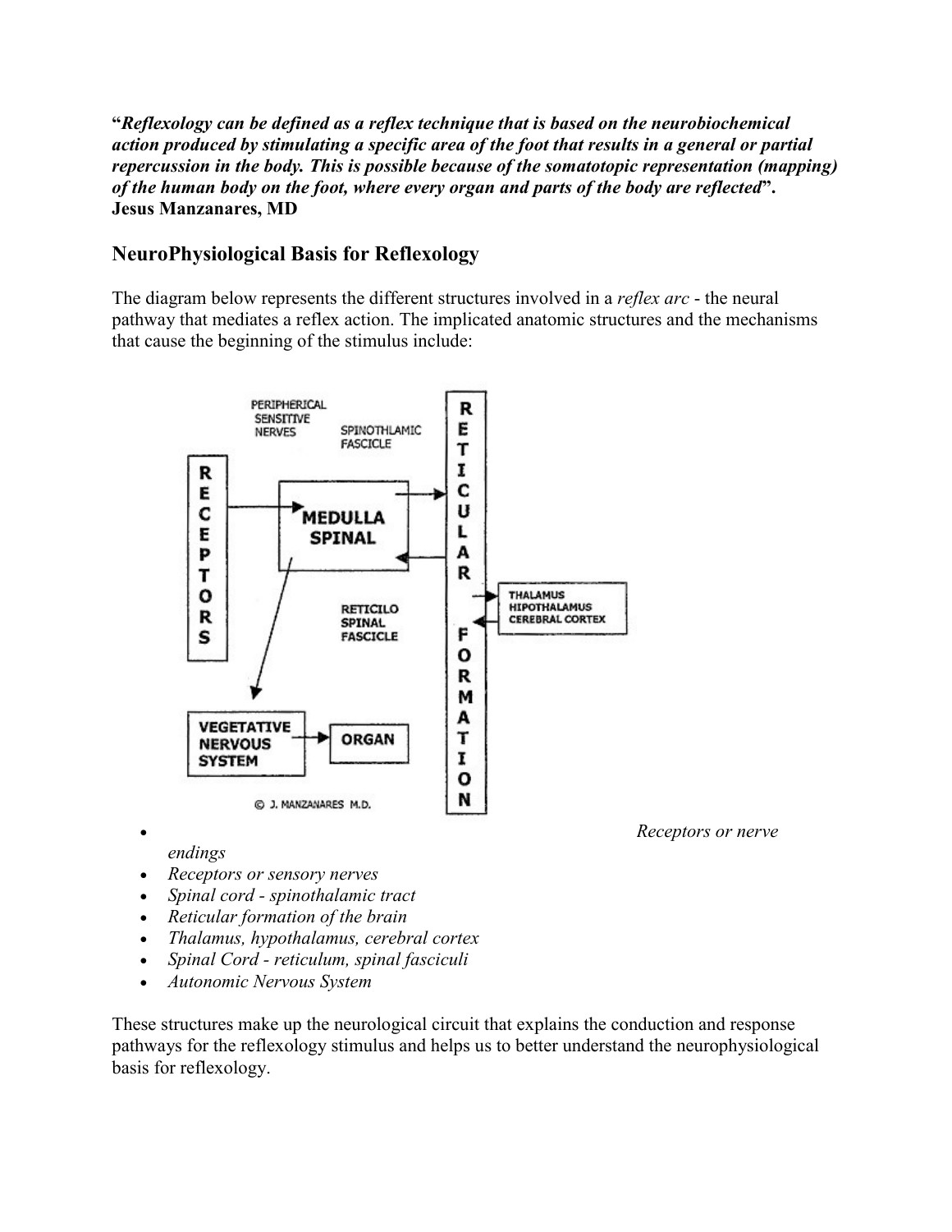"***Reflexology can be defined as a reflex technique that is based on the neurobiochemical action produced by stimulating a specific area of the foot that results in a general or partial repercussion in the body. This is possible because of the somatotopic representation (mapping) of the human body on the foot, where every organ and parts of the body are reflected***".
**Jesus Manzanares, MD**

## NeuroPhysiological Basis for Reflexology

The diagram below represents the different structures involved in a *reflex arc* - the neural pathway that mediates a reflex action. The implicated anatomic structures and the mechanisms that cause the beginning of the stimulus include:

- *Receptors or nerve endings*
- *Receptors or sensory nerves*
- *Spinal cord - spinothalamic tract*
- *Reticular formation of the brain*
- *Thalamus, hypothalamus, cerebral cortex*
- *Spinal Cord - reticulum, spinal fasciculi*
- *Autonomic Nervous System*

These structures make up the neurological circuit that explains the conduction and response pathways for the reflexology stimulus and helps us to better understand the neurophysiological basis for reflexology.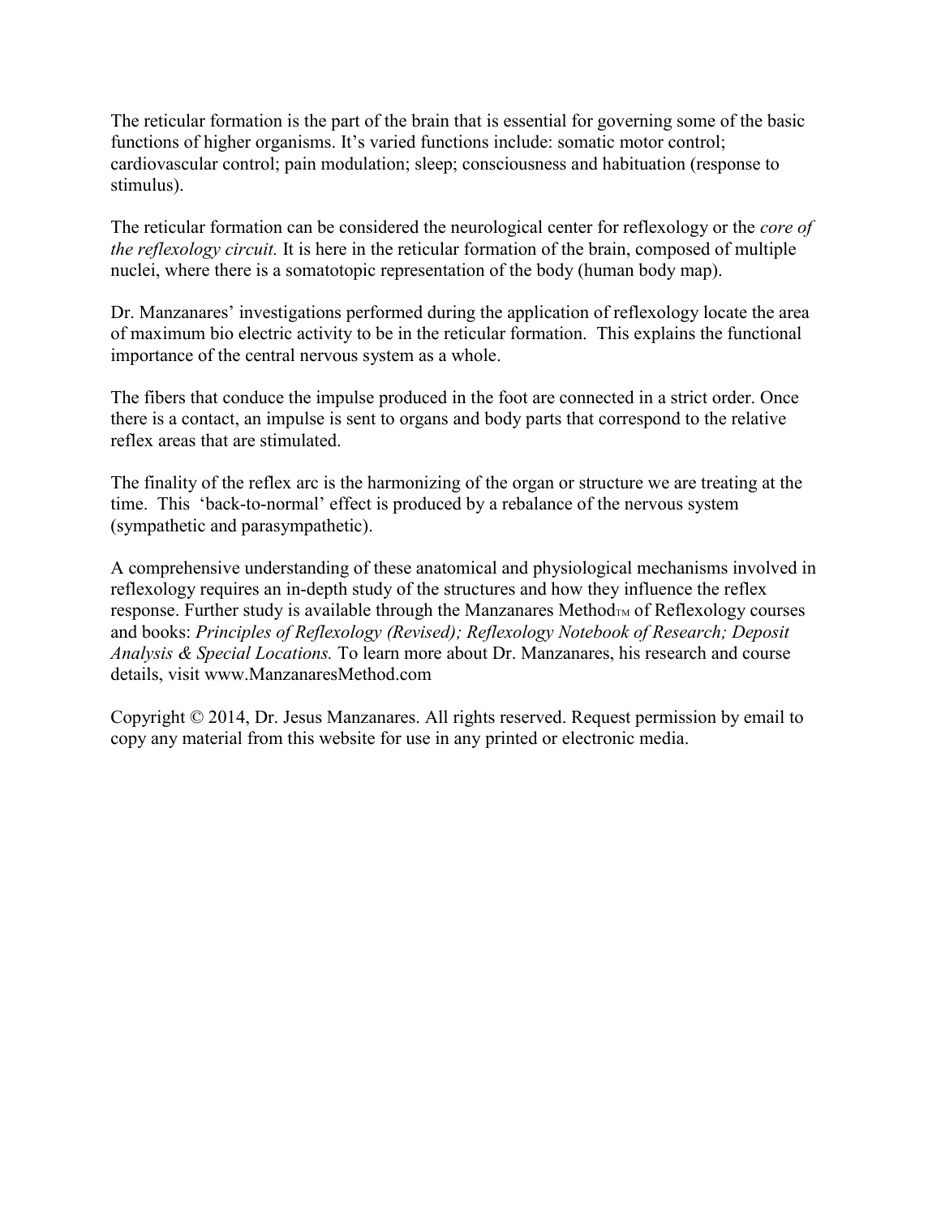The reticular formation is the part of the brain that is essential for governing some of the basic functions of higher organisms. It's varied functions include: somatic motor control; cardiovascular control; pain modulation; sleep; consciousness and habituation (response to stimulus).

The reticular formation can be considered the neurological center for reflexology or the *core of the reflexology circuit.* It is here in the reticular formation of the brain, composed of multiple nuclei, where there is a somatotopic representation of the body (human body map).

Dr. Manzanares' investigations performed during the application of reflexology locate the area of maximum bio electric activity to be in the reticular formation. This explains the functional importance of the central nervous system as a whole.

The fibers that conduce the impulse produced in the foot are connected in a strict order. Once there is a contact, an impulse is sent to organs and body parts that correspond to the relative reflex areas that are stimulated.

The finality of the reflex arc is the harmonizing of the organ or structure we are treating at the time. This 'back-to-normal' effect is produced by a rebalance of the nervous system (sympathetic and parasympathetic).

A comprehensive understanding of these anatomical and physiological mechanisms involved in reflexology requires an in-depth study of the structures and how they influence the reflex response. Further study is available through the Manzanares Method™ of Reflexology courses and books: *Principles of Reflexology (Revised); Reflexology Notebook of Research; Deposit Analysis & Special Locations.* To learn more about Dr. Manzanares, his research and course details, visit www.ManzanaresMethod.com

Copyright © 2014, Dr. Jesus Manzanares. All rights reserved. Request permission by email to copy any material from this website for use in any printed or electronic media.